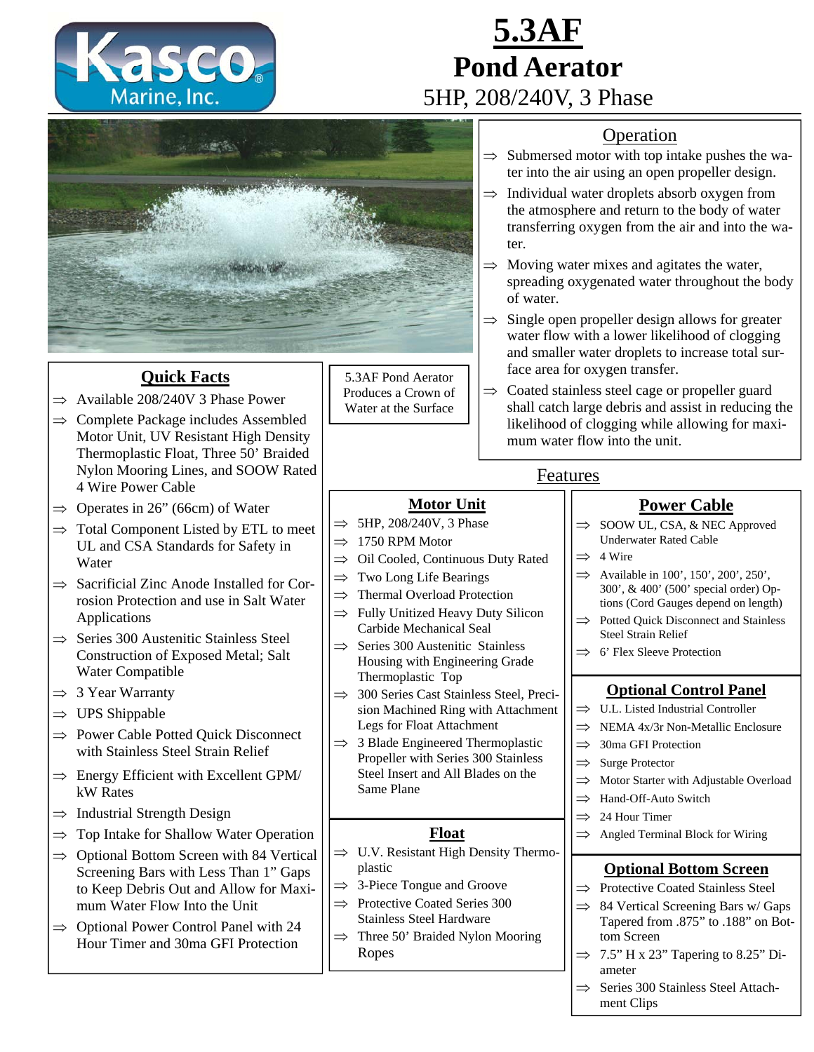# 5.3AF Pond Aerator

5HP, 208/240V, 3 Phase

5.3AF Pond Aerator Produces a Crown of Water at the Surface

## Quick Facts

- ⇒ Available 208/240V 3 Phase Power
- ⇒ Complete Package includes Assembled Motor Unit, UV Resistant High Density Thermoplastic Float, Three 50' Braided Nylon Mooring Lines, and SOOW Rated 4 Wire Power Cable
- ⇒ Operates in 26" (66cm) of Water
- ⇒ Total Component Listed by ETL to meet UL and CSA Standards for Safety in Water
- ⇒ Sacrificial Zinc Anode Installed for Corrosion Protection and use in Salt Water Applications
- ⇒ Series 300 Austenitic Stainless Steel Construction of Exposed Metal; Salt Water Compatible
- ⇒ 3 Year Warranty
- ⇒ UPS Shippable
- ⇒ Power Cable Potted Quick Disconnect with Stainless Steel Strain Relief
- ⇒ Energy Efficient with Excellent GPM/kW Rates
- ⇒ Industrial Strength Design
- ⇒ Top Intake for Shallow Water Operation
- ⇒ Optional Bottom Screen with 84 Vertical Screening Bars with Less Than 1" Gaps to Keep Debris Out and Allow for Maximum Water Flow Into the Unit
- ⇒ Optional Power Control Panel with 24 Hour Timer and 30ma GFI Protection

## Operation

- ⇒ Submersed motor with top intake pushes the water into the air using an open propeller design.
- ⇒ Individual water droplets absorb oxygen from the atmosphere and return to the body of water transferring oxygen from the air and into the water.
- ⇒ Moving water mixes and agitates the water, spreading oxygenated water throughout the body of water.
- ⇒ Single open propeller design allows for greater water flow with a lower likelihood of clogging and smaller water droplets to increase total surface area for oxygen transfer.
- ⇒ Coated stainless steel cage or propeller guard shall catch large debris and assist in reducing the likelihood of clogging while allowing for maximum water flow into the unit.

## Features

### Motor Unit

- ⇒ 5HP, 208/240V, 3 Phase
- ⇒ 1750 RPM Motor
- ⇒ Oil Cooled, Continuous Duty Rated
- ⇒ Two Long Life Bearings
- ⇒ Thermal Overload Protection
- ⇒ Fully Unitized Heavy Duty Silicon Carbide Mechanical Seal
- ⇒ Series 300 Austenitic Stainless Housing with Engineering Grade Thermoplastic Top
- ⇒ 300 Series Cast Stainless Steel, Precision Machined Ring with Attachment Legs for Float Attachment
- ⇒ 3 Blade Engineered Thermoplastic Propeller with Series 300 Stainless Steel Insert and All Blades on the Same Plane

### Float

- ⇒ U.V. Resistant High Density Thermoplastic
- ⇒ 3-Piece Tongue and Groove
- ⇒ Protective Coated Series 300 Stainless Steel Hardware
- ⇒ Three 50' Braided Nylon Mooring Ropes

### Power Cable

- ⇒ SOOW UL, CSA, & NEC Approved Underwater Rated Cable
- ⇒ 4 Wire
- ⇒ Available in 100', 150', 200', 250', 300', & 400' (500' special order) Options (Cord Gauges depend on length)
- ⇒ Potted Quick Disconnect and Stainless Steel Strain Relief
- ⇒ 6' Flex Sleeve Protection

### Optional Control Panel

- ⇒ U.L. Listed Industrial Controller
- ⇒ NEMA 4x/3r Non-Metallic Enclosure
- ⇒ 30ma GFI Protection
- ⇒ Surge Protector
- ⇒ Motor Starter with Adjustable Overload
- ⇒ Hand-Off-Auto Switch
- ⇒ 24 Hour Timer
- ⇒ Angled Terminal Block for Wiring

### Optional Bottom Screen

- ⇒ Protective Coated Stainless Steel
- ⇒ 84 Vertical Screening Bars w/ Gaps Tapered from .875" to .188" on Bottom Screen
- ⇒ 7.5" H x 23" Tapering to 8.25" Diameter
- ⇒ Series 300 Stainless Steel Attachment Clips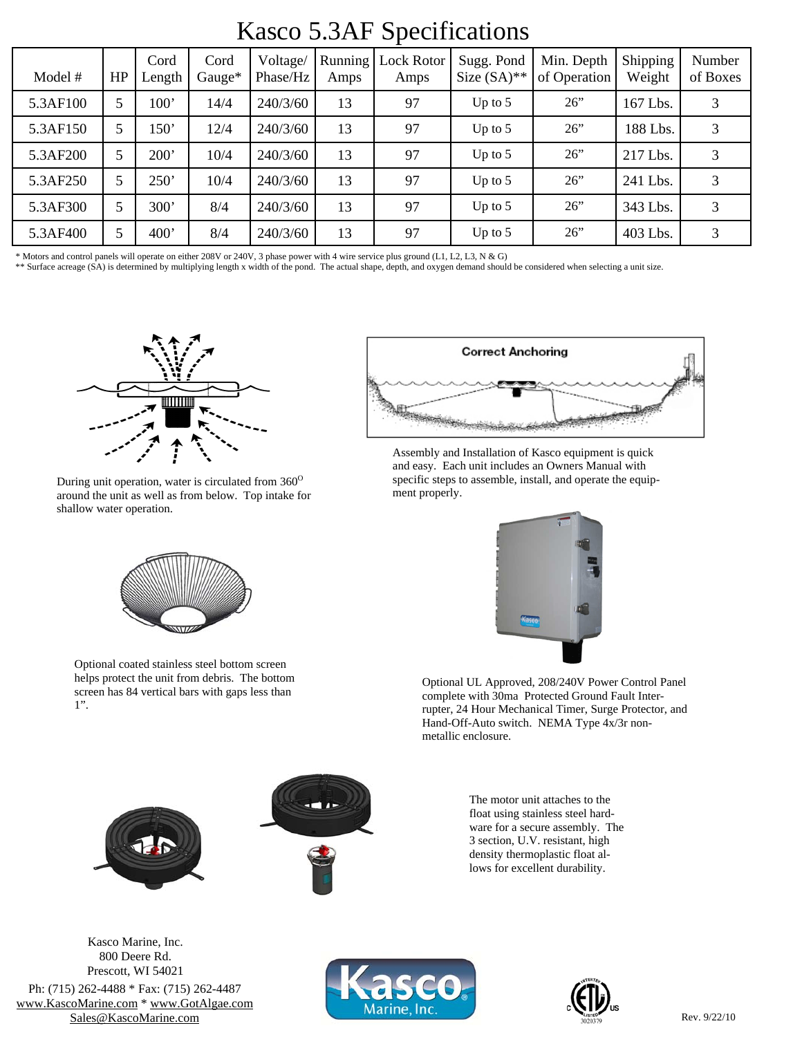# Kasco 5.3AF Specifications

| Model # | HP | Cord Length | Cord Gauge* | Voltage/ Phase/Hz | Running Amps | Lock Rotor Amps | Sugg. Pond Size (SA)** | Min. Depth of Operation | Shipping Weight | Number of Boxes |
|---|---|---|---|---|---|---|---|---|---|---|
| 5.3AF100 | 5 | 100' | 14/4 | 240/3/60 | 13 | 97 | Up to 5 | 26" | 167 Lbs. | 3 |
| 5.3AF150 | 5 | 150' | 12/4 | 240/3/60 | 13 | 97 | Up to 5 | 26" | 188 Lbs. | 3 |
| 5.3AF200 | 5 | 200' | 10/4 | 240/3/60 | 13 | 97 | Up to 5 | 26" | 217 Lbs. | 3 |
| 5.3AF250 | 5 | 250' | 10/4 | 240/3/60 | 13 | 97 | Up to 5 | 26" | 241 Lbs. | 3 |
| 5.3AF300 | 5 | 300' | 8/4 | 240/3/60 | 13 | 97 | Up to 5 | 26" | 343 Lbs. | 3 |
| 5.3AF400 | 5 | 400' | 8/4 | 240/3/60 | 13 | 97 | Up to 5 | 26" | 403 Lbs. | 3 |

* Motors and control panels will operate on either 208V or 240V, 3 phase power with 4 wire service plus ground (L1, L2, L3, N & G)

** Surface acreage (SA) is determined by multiplying length x width of the pond. The actual shape, depth, and oxygen demand should be considered when selecting a unit size.

During unit operation, water is circulated from 360° around the unit as well as from below. Top intake for shallow water operation.

Correct Anchoring

Assembly and Installation of Kasco equipment is quick and easy. Each unit includes an Owners Manual with specific steps to assemble, install, and operate the equipment properly.

Optional coated stainless steel bottom screen helps protect the unit from debris. The bottom screen has 84 vertical bars with gaps less than 1".

Optional UL Approved, 208/240V Power Control Panel complete with 30ma Protected Ground Fault Interrupter, 24 Hour Mechanical Timer, Surge Protector, and Hand-Off-Auto switch. NEMA Type 4x/3r non-metallic enclosure.

The motor unit attaches to the float using stainless steel hardware for a secure assembly. The 3 section, U.V. resistant, high density thermoplastic float allows for excellent durability.

Kasco Marine, Inc.
800 Deere Rd.
Prescott, WI 54021
Ph: (715) 262-4488 * Fax: (715) 262-4487
www.KascoMarine.com * www.GotAlgae.com
Sales@KascoMarine.com

Rev. 9/22/10